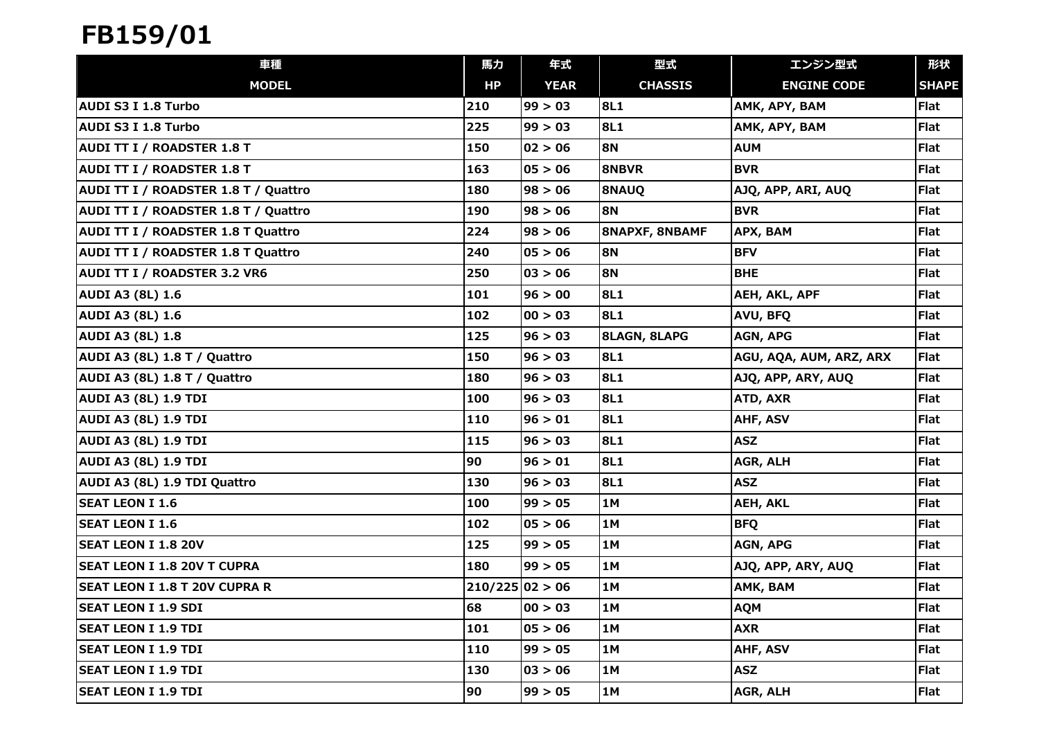# FB159/01

| 車種<br>MODEL | 馬力<br>HP | 年式<br>YEAR | 型式<br>CHASSIS | エンジン型式<br>ENGINE CODE | 形状<br>SHAPE |
|---|---|---|---|---|---|
| AUDI S3 I 1.8 Turbo | 210 | 99 > 03 | 8L1 | AMK, APY, BAM | Flat |
| AUDI S3 I 1.8 Turbo | 225 | 99 > 03 | 8L1 | AMK, APY, BAM | Flat |
| AUDI TT I / ROADSTER 1.8 T | 150 | 02 > 06 | 8N | AUM | Flat |
| AUDI TT I / ROADSTER 1.8 T | 163 | 05 > 06 | 8NBVR | BVR | Flat |
| AUDI TT I / ROADSTER 1.8 T / Quattro | 180 | 98 > 06 | 8NAUQ | AJQ, APP, ARI, AUQ | Flat |
| AUDI TT I / ROADSTER 1.8 T / Quattro | 190 | 98 > 06 | 8N | BVR | Flat |
| AUDI TT I / ROADSTER 1.8 T Quattro | 224 | 98 > 06 | 8NAPXF, 8NBAMF | APX, BAM | Flat |
| AUDI TT I / ROADSTER 1.8 T Quattro | 240 | 05 > 06 | 8N | BFV | Flat |
| AUDI TT I / ROADSTER 3.2 VR6 | 250 | 03 > 06 | 8N | BHE | Flat |
| AUDI A3 (8L) 1.6 | 101 | 96 > 00 | 8L1 | AEH, AKL, APF | Flat |
| AUDI A3 (8L) 1.6 | 102 | 00 > 03 | 8L1 | AVU, BFQ | Flat |
| AUDI A3 (8L) 1.8 | 125 | 96 > 03 | 8LAGN, 8LAPG | AGN, APG | Flat |
| AUDI A3 (8L) 1.8 T / Quattro | 150 | 96 > 03 | 8L1 | AGU, AQA, AUM, ARZ, ARX | Flat |
| AUDI A3 (8L) 1.8 T / Quattro | 180 | 96 > 03 | 8L1 | AJQ, APP, ARY, AUQ | Flat |
| AUDI A3 (8L) 1.9 TDI | 100 | 96 > 03 | 8L1 | ATD, AXR | Flat |
| AUDI A3 (8L) 1.9 TDI | 110 | 96 > 01 | 8L1 | AHF, ASV | Flat |
| AUDI A3 (8L) 1.9 TDI | 115 | 96 > 03 | 8L1 | ASZ | Flat |
| AUDI A3 (8L) 1.9 TDI | 90 | 96 > 01 | 8L1 | AGR, ALH | Flat |
| AUDI A3 (8L) 1.9 TDI Quattro | 130 | 96 > 03 | 8L1 | ASZ | Flat |
| SEAT LEON I 1.6 | 100 | 99 > 05 | 1M | AEH, AKL | Flat |
| SEAT LEON I 1.6 | 102 | 05 > 06 | 1M | BFQ | Flat |
| SEAT LEON I 1.8 20V | 125 | 99 > 05 | 1M | AGN, APG | Flat |
| SEAT LEON I 1.8 20V T CUPRA | 180 | 99 > 05 | 1M | AJQ, APP, ARY, AUQ | Flat |
| SEAT LEON I 1.8 T 20V CUPRA R | 210/225 | 02 > 06 | 1M | AMK, BAM | Flat |
| SEAT LEON I 1.9 SDI | 68 | 00 > 03 | 1M | AQM | Flat |
| SEAT LEON I 1.9 TDI | 101 | 05 > 06 | 1M | AXR | Flat |
| SEAT LEON I 1.9 TDI | 110 | 99 > 05 | 1M | AHF, ASV | Flat |
| SEAT LEON I 1.9 TDI | 130 | 03 > 06 | 1M | ASZ | Flat |
| SEAT LEON I 1.9 TDI | 90 | 99 > 05 | 1M | AGR, ALH | Flat |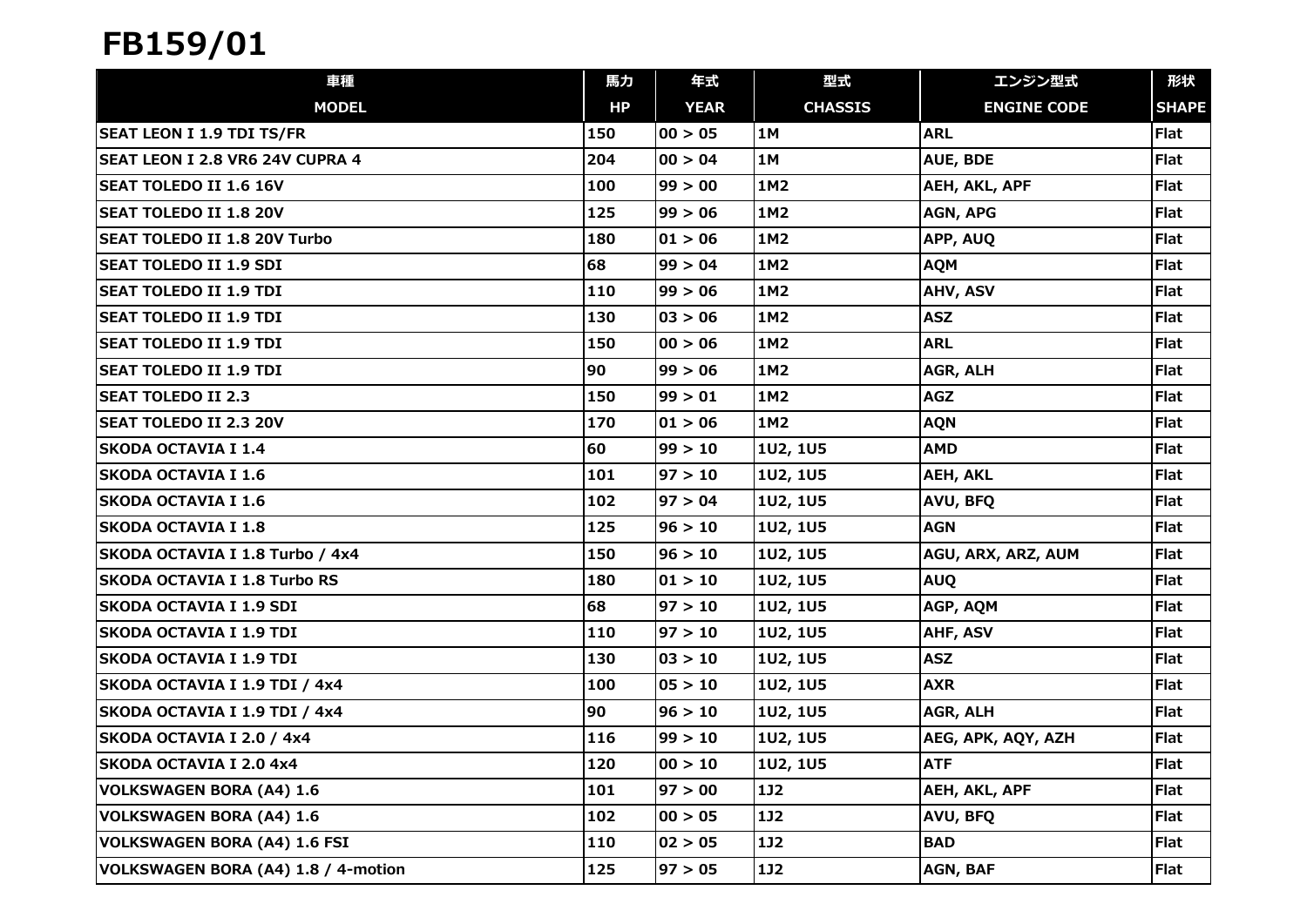# FB159/01

| 車種<br>MODEL | 馬力<br>HP | 年式<br>YEAR | 型式<br>CHASSIS | エンジン型式<br>ENGINE CODE | 形状<br>SHAPE |
|---|---|---|---|---|---|
| SEAT LEON I 1.9 TDI TS/FR | 150 | 00 > 05 | 1M | ARL | Flat |
| SEAT LEON I 2.8 VR6 24V CUPRA 4 | 204 | 00 > 04 | 1M | AUE, BDE | Flat |
| SEAT TOLEDO II 1.6 16V | 100 | 99 > 00 | 1M2 | AEH, AKL, APF | Flat |
| SEAT TOLEDO II 1.8 20V | 125 | 99 > 06 | 1M2 | AGN, APG | Flat |
| SEAT TOLEDO II 1.8 20V Turbo | 180 | 01 > 06 | 1M2 | APP, AUQ | Flat |
| SEAT TOLEDO II 1.9 SDI | 68 | 99 > 04 | 1M2 | AQM | Flat |
| SEAT TOLEDO II 1.9 TDI | 110 | 99 > 06 | 1M2 | AHV, ASV | Flat |
| SEAT TOLEDO II 1.9 TDI | 130 | 03 > 06 | 1M2 | ASZ | Flat |
| SEAT TOLEDO II 1.9 TDI | 150 | 00 > 06 | 1M2 | ARL | Flat |
| SEAT TOLEDO II 1.9 TDI | 90 | 99 > 06 | 1M2 | AGR, ALH | Flat |
| SEAT TOLEDO II 2.3 | 150 | 99 > 01 | 1M2 | AGZ | Flat |
| SEAT TOLEDO II 2.3 20V | 170 | 01 > 06 | 1M2 | AQN | Flat |
| SKODA OCTAVIA I 1.4 | 60 | 99 > 10 | 1U2, 1U5 | AMD | Flat |
| SKODA OCTAVIA I 1.6 | 101 | 97 > 10 | 1U2, 1U5 | AEH, AKL | Flat |
| SKODA OCTAVIA I 1.6 | 102 | 97 > 04 | 1U2, 1U5 | AVU, BFQ | Flat |
| SKODA OCTAVIA I 1.8 | 125 | 96 > 10 | 1U2, 1U5 | AGN | Flat |
| SKODA OCTAVIA I 1.8 Turbo / 4x4 | 150 | 96 > 10 | 1U2, 1U5 | AGU, ARX, ARZ, AUM | Flat |
| SKODA OCTAVIA I 1.8 Turbo RS | 180 | 01 > 10 | 1U2, 1U5 | AUQ | Flat |
| SKODA OCTAVIA I 1.9 SDI | 68 | 97 > 10 | 1U2, 1U5 | AGP, AQM | Flat |
| SKODA OCTAVIA I 1.9 TDI | 110 | 97 > 10 | 1U2, 1U5 | AHF, ASV | Flat |
| SKODA OCTAVIA I 1.9 TDI | 130 | 03 > 10 | 1U2, 1U5 | ASZ | Flat |
| SKODA OCTAVIA I 1.9 TDI / 4x4 | 100 | 05 > 10 | 1U2, 1U5 | AXR | Flat |
| SKODA OCTAVIA I 1.9 TDI / 4x4 | 90 | 96 > 10 | 1U2, 1U5 | AGR, ALH | Flat |
| SKODA OCTAVIA I 2.0 / 4x4 | 116 | 99 > 10 | 1U2, 1U5 | AEG, APK, AQY, AZH | Flat |
| SKODA OCTAVIA I 2.0 4x4 | 120 | 00 > 10 | 1U2, 1U5 | ATF | Flat |
| VOLKSWAGEN BORA (A4) 1.6 | 101 | 97 > 00 | 1J2 | AEH, AKL, APF | Flat |
| VOLKSWAGEN BORA (A4) 1.6 | 102 | 00 > 05 | 1J2 | AVU, BFQ | Flat |
| VOLKSWAGEN BORA (A4) 1.6 FSI | 110 | 02 > 05 | 1J2 | BAD | Flat |
| VOLKSWAGEN BORA (A4) 1.8 / 4-motion | 125 | 97 > 05 | 1J2 | AGN, BAF | Flat |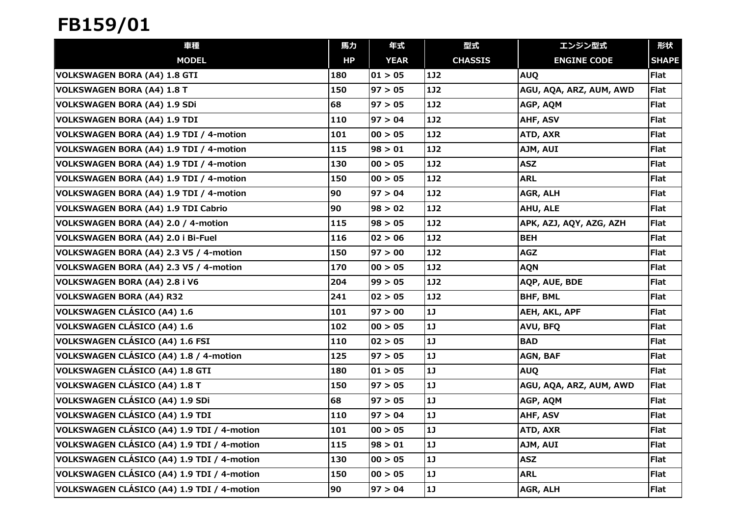# FB159/01

| 車種<br>MODEL | 馬力<br>HP | 年式<br>YEAR | 型式<br>CHASSIS | エンジン型式<br>ENGINE CODE | 形状<br>SHAPE |
|---|---|---|---|---|---|
| VOLKSWAGEN BORA (A4) 1.8 GTI | 180 | 01 > 05 | 1J2 | AUQ | Flat |
| VOLKSWAGEN BORA (A4) 1.8 T | 150 | 97 > 05 | 1J2 | AGU, AQA, ARZ, AUM, AWD | Flat |
| VOLKSWAGEN BORA (A4) 1.9 SDi | 68 | 97 > 05 | 1J2 | AGP, AQM | Flat |
| VOLKSWAGEN BORA (A4) 1.9 TDI | 110 | 97 > 04 | 1J2 | AHF, ASV | Flat |
| VOLKSWAGEN BORA (A4) 1.9 TDI / 4-motion | 101 | 00 > 05 | 1J2 | ATD, AXR | Flat |
| VOLKSWAGEN BORA (A4) 1.9 TDI / 4-motion | 115 | 98 > 01 | 1J2 | AJM, AUI | Flat |
| VOLKSWAGEN BORA (A4) 1.9 TDI / 4-motion | 130 | 00 > 05 | 1J2 | ASZ | Flat |
| VOLKSWAGEN BORA (A4) 1.9 TDI / 4-motion | 150 | 00 > 05 | 1J2 | ARL | Flat |
| VOLKSWAGEN BORA (A4) 1.9 TDI / 4-motion | 90 | 97 > 04 | 1J2 | AGR, ALH | Flat |
| VOLKSWAGEN BORA (A4) 1.9 TDI Cabrio | 90 | 98 > 02 | 1J2 | AHU, ALE | Flat |
| VOLKSWAGEN BORA (A4) 2.0 / 4-motion | 115 | 98 > 05 | 1J2 | APK, AZJ, AQY, AZG, AZH | Flat |
| VOLKSWAGEN BORA (A4) 2.0 i Bi-Fuel | 116 | 02 > 06 | 1J2 | BEH | Flat |
| VOLKSWAGEN BORA (A4) 2.3 V5 / 4-motion | 150 | 97 > 00 | 1J2 | AGZ | Flat |
| VOLKSWAGEN BORA (A4) 2.3 V5 / 4-motion | 170 | 00 > 05 | 1J2 | AQN | Flat |
| VOLKSWAGEN BORA (A4) 2.8 i V6 | 204 | 99 > 05 | 1J2 | AQP, AUE, BDE | Flat |
| VOLKSWAGEN BORA (A4) R32 | 241 | 02 > 05 | 1J2 | BHF, BML | Flat |
| VOLKSWAGEN CLÁSICO (A4) 1.6 | 101 | 97 > 00 | 1J | AEH, AKL, APF | Flat |
| VOLKSWAGEN CLÁSICO (A4) 1.6 | 102 | 00 > 05 | 1J | AVU, BFQ | Flat |
| VOLKSWAGEN CLÁSICO (A4) 1.6 FSI | 110 | 02 > 05 | 1J | BAD | Flat |
| VOLKSWAGEN CLÁSICO (A4) 1.8 / 4-motion | 125 | 97 > 05 | 1J | AGN, BAF | Flat |
| VOLKSWAGEN CLÁSICO (A4) 1.8 GTI | 180 | 01 > 05 | 1J | AUQ | Flat |
| VOLKSWAGEN CLÁSICO (A4) 1.8 T | 150 | 97 > 05 | 1J | AGU, AQA, ARZ, AUM, AWD | Flat |
| VOLKSWAGEN CLÁSICO (A4) 1.9 SDi | 68 | 97 > 05 | 1J | AGP, AQM | Flat |
| VOLKSWAGEN CLÁSICO (A4) 1.9 TDI | 110 | 97 > 04 | 1J | AHF, ASV | Flat |
| VOLKSWAGEN CLÁSICO (A4) 1.9 TDI / 4-motion | 101 | 00 > 05 | 1J | ATD, AXR | Flat |
| VOLKSWAGEN CLÁSICO (A4) 1.9 TDI / 4-motion | 115 | 98 > 01 | 1J | AJM, AUI | Flat |
| VOLKSWAGEN CLÁSICO (A4) 1.9 TDI / 4-motion | 130 | 00 > 05 | 1J | ASZ | Flat |
| VOLKSWAGEN CLÁSICO (A4) 1.9 TDI / 4-motion | 150 | 00 > 05 | 1J | ARL | Flat |
| VOLKSWAGEN CLÁSICO (A4) 1.9 TDI / 4-motion | 90 | 97 > 04 | 1J | AGR, ALH | Flat |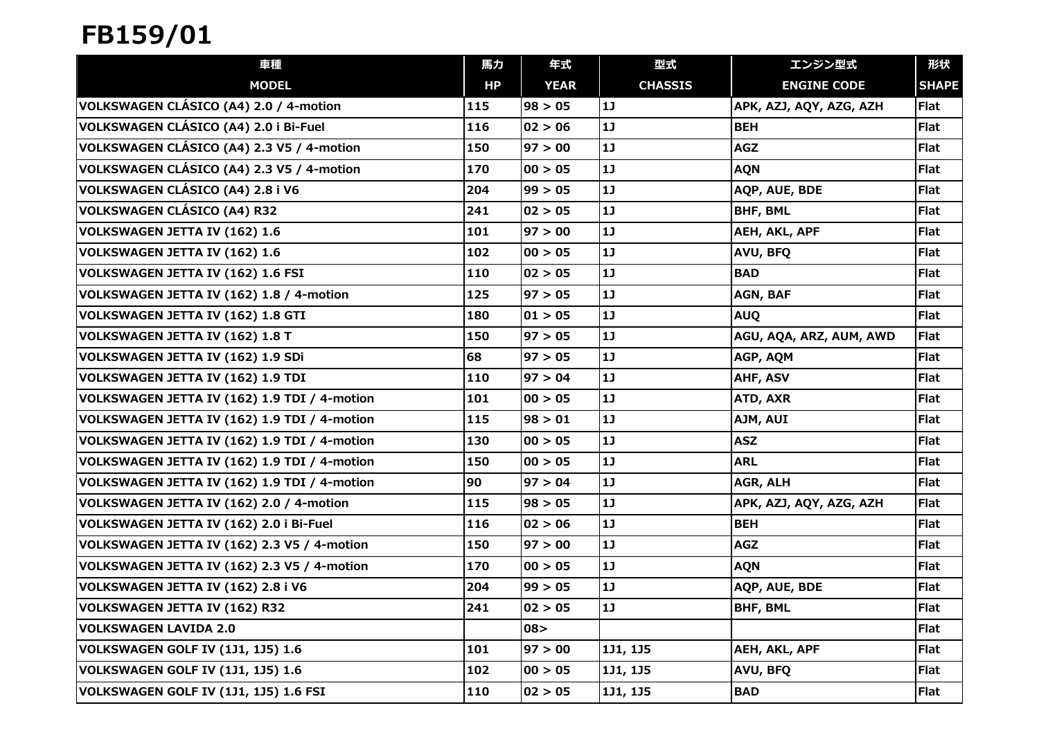# FB159/01

| 車種<br>MODEL | 馬力<br>HP | 年式<br>YEAR | 型式<br>CHASSIS | エンジン型式<br>ENGINE CODE | 形状<br>SHAPE |
|---|---|---|---|---|---|
| VOLKSWAGEN CLÁSICO (A4) 2.0 / 4-motion | 115 | 98 > 05 | 1J | APK, AZJ, AQY, AZG, AZH | Flat |
| VOLKSWAGEN CLÁSICO (A4) 2.0 i Bi-Fuel | 116 | 02 > 06 | 1J | BEH | Flat |
| VOLKSWAGEN CLÁSICO (A4) 2.3 V5 / 4-motion | 150 | 97 > 00 | 1J | AGZ | Flat |
| VOLKSWAGEN CLÁSICO (A4) 2.3 V5 / 4-motion | 170 | 00 > 05 | 1J | AQN | Flat |
| VOLKSWAGEN CLÁSICO (A4) 2.8 i V6 | 204 | 99 > 05 | 1J | AQP, AUE, BDE | Flat |
| VOLKSWAGEN CLÁSICO (A4) R32 | 241 | 02 > 05 | 1J | BHF, BML | Flat |
| VOLKSWAGEN JETTA IV (162) 1.6 | 101 | 97 > 00 | 1J | AEH, AKL, APF | Flat |
| VOLKSWAGEN JETTA IV (162) 1.6 | 102 | 00 > 05 | 1J | AVU, BFQ | Flat |
| VOLKSWAGEN JETTA IV (162) 1.6 FSI | 110 | 02 > 05 | 1J | BAD | Flat |
| VOLKSWAGEN JETTA IV (162) 1.8 / 4-motion | 125 | 97 > 05 | 1J | AGN, BAF | Flat |
| VOLKSWAGEN JETTA IV (162) 1.8 GTI | 180 | 01 > 05 | 1J | AUQ | Flat |
| VOLKSWAGEN JETTA IV (162) 1.8 T | 150 | 97 > 05 | 1J | AGU, AQA, ARZ, AUM, AWD | Flat |
| VOLKSWAGEN JETTA IV (162) 1.9 SDi | 68 | 97 > 05 | 1J | AGP, AQM | Flat |
| VOLKSWAGEN JETTA IV (162) 1.9 TDI | 110 | 97 > 04 | 1J | AHF, ASV | Flat |
| VOLKSWAGEN JETTA IV (162) 1.9 TDI / 4-motion | 101 | 00 > 05 | 1J | ATD, AXR | Flat |
| VOLKSWAGEN JETTA IV (162) 1.9 TDI / 4-motion | 115 | 98 > 01 | 1J | AJM, AUI | Flat |
| VOLKSWAGEN JETTA IV (162) 1.9 TDI / 4-motion | 130 | 00 > 05 | 1J | ASZ | Flat |
| VOLKSWAGEN JETTA IV (162) 1.9 TDI / 4-motion | 150 | 00 > 05 | 1J | ARL | Flat |
| VOLKSWAGEN JETTA IV (162) 1.9 TDI / 4-motion | 90 | 97 > 04 | 1J | AGR, ALH | Flat |
| VOLKSWAGEN JETTA IV (162) 2.0 / 4-motion | 115 | 98 > 05 | 1J | APK, AZJ, AQY, AZG, AZH | Flat |
| VOLKSWAGEN JETTA IV (162) 2.0 i Bi-Fuel | 116 | 02 > 06 | 1J | BEH | Flat |
| VOLKSWAGEN JETTA IV (162) 2.3 V5 / 4-motion | 150 | 97 > 00 | 1J | AGZ | Flat |
| VOLKSWAGEN JETTA IV (162) 2.3 V5 / 4-motion | 170 | 00 > 05 | 1J | AQN | Flat |
| VOLKSWAGEN JETTA IV (162) 2.8 i V6 | 204 | 99 > 05 | 1J | AQP, AUE, BDE | Flat |
| VOLKSWAGEN JETTA IV (162) R32 | 241 | 02 > 05 | 1J | BHF, BML | Flat |
| VOLKSWAGEN LAVIDA 2.0 | | 08> | | | Flat |
| VOLKSWAGEN GOLF IV (1J1, 1J5) 1.6 | 101 | 97 > 00 | 1J1, 1J5 | AEH, AKL, APF | Flat |
| VOLKSWAGEN GOLF IV (1J1, 1J5) 1.6 | 102 | 00 > 05 | 1J1, 1J5 | AVU, BFQ | Flat |
| VOLKSWAGEN GOLF IV (1J1, 1J5) 1.6 FSI | 110 | 02 > 05 | 1J1, 1J5 | BAD | Flat |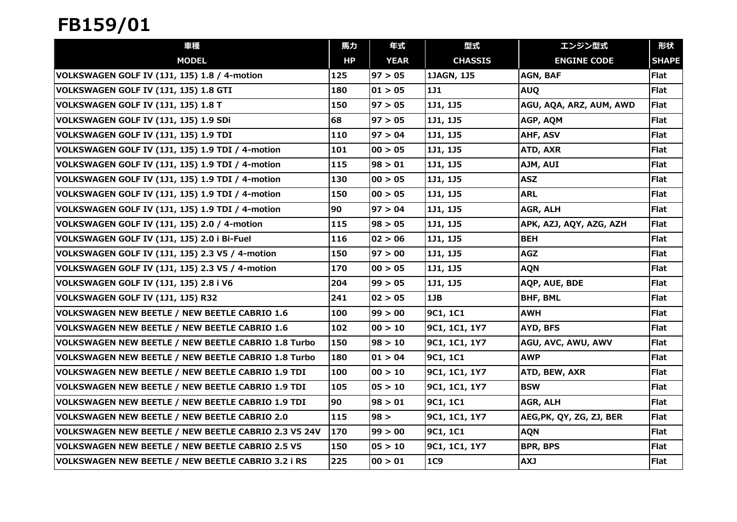# FB159/01

| 車種 | 馬力 | 年式 | 型式 | エンジン型式 | 形状 |
|---|---|---|---|---|---|
| **MODEL** | **HP** | **YEAR** | **CHASSIS** | **ENGINE CODE** | **SHAPE** |
| VOLKSWAGEN GOLF IV (1J1, 1J5) 1.8 / 4-motion | 125 | 97 > 05 | 1JAGN, 1J5 | AGN, BAF | Flat |
| VOLKSWAGEN GOLF IV (1J1, 1J5) 1.8 GTI | 180 | 01 > 05 | 1J1 | AUQ | Flat |
| VOLKSWAGEN GOLF IV (1J1, 1J5) 1.8 T | 150 | 97 > 05 | 1J1, 1J5 | AGU, AQA, ARZ, AUM, AWD | Flat |
| VOLKSWAGEN GOLF IV (1J1, 1J5) 1.9 SDi | 68 | 97 > 05 | 1J1, 1J5 | AGP, AQM | Flat |
| VOLKSWAGEN GOLF IV (1J1, 1J5) 1.9 TDI | 110 | 97 > 04 | 1J1, 1J5 | AHF, ASV | Flat |
| VOLKSWAGEN GOLF IV (1J1, 1J5) 1.9 TDI / 4-motion | 101 | 00 > 05 | 1J1, 1J5 | ATD, AXR | Flat |
| VOLKSWAGEN GOLF IV (1J1, 1J5) 1.9 TDI / 4-motion | 115 | 98 > 01 | 1J1, 1J5 | AJM, AUI | Flat |
| VOLKSWAGEN GOLF IV (1J1, 1J5) 1.9 TDI / 4-motion | 130 | 00 > 05 | 1J1, 1J5 | ASZ | Flat |
| VOLKSWAGEN GOLF IV (1J1, 1J5) 1.9 TDI / 4-motion | 150 | 00 > 05 | 1J1, 1J5 | ARL | Flat |
| VOLKSWAGEN GOLF IV (1J1, 1J5) 1.9 TDI / 4-motion | 90 | 97 > 04 | 1J1, 1J5 | AGR, ALH | Flat |
| VOLKSWAGEN GOLF IV (1J1, 1J5) 2.0 / 4-motion | 115 | 98 > 05 | 1J1, 1J5 | APK, AZJ, AQY, AZG, AZH | Flat |
| VOLKSWAGEN GOLF IV (1J1, 1J5) 2.0 i Bi-Fuel | 116 | 02 > 06 | 1J1, 1J5 | BEH | Flat |
| VOLKSWAGEN GOLF IV (1J1, 1J5) 2.3 V5 / 4-motion | 150 | 97 > 00 | 1J1, 1J5 | AGZ | Flat |
| VOLKSWAGEN GOLF IV (1J1, 1J5) 2.3 V5 / 4-motion | 170 | 00 > 05 | 1J1, 1J5 | AQN | Flat |
| VOLKSWAGEN GOLF IV (1J1, 1J5) 2.8 i V6 | 204 | 99 > 05 | 1J1, 1J5 | AQP, AUE, BDE | Flat |
| VOLKSWAGEN GOLF IV (1J1, 1J5) R32 | 241 | 02 > 05 | 1JB | BHF, BML | Flat |
| VOLKSWAGEN NEW BEETLE / NEW BEETLE CABRIO 1.6 | 100 | 99 > 00 | 9C1, 1C1 | AWH | Flat |
| VOLKSWAGEN NEW BEETLE / NEW BEETLE CABRIO 1.6 | 102 | 00 > 10 | 9C1, 1C1, 1Y7 | AYD, BFS | Flat |
| VOLKSWAGEN NEW BEETLE / NEW BEETLE CABRIO 1.8 Turbo | 150 | 98 > 10 | 9C1, 1C1, 1Y7 | AGU, AVC, AWU, AWV | Flat |
| VOLKSWAGEN NEW BEETLE / NEW BEETLE CABRIO 1.8 Turbo | 180 | 01 > 04 | 9C1, 1C1 | AWP | Flat |
| VOLKSWAGEN NEW BEETLE / NEW BEETLE CABRIO 1.9 TDI | 100 | 00 > 10 | 9C1, 1C1, 1Y7 | ATD, BEW, AXR | Flat |
| VOLKSWAGEN NEW BEETLE / NEW BEETLE CABRIO 1.9 TDI | 105 | 05 > 10 | 9C1, 1C1, 1Y7 | BSW | Flat |
| VOLKSWAGEN NEW BEETLE / NEW BEETLE CABRIO 1.9 TDI | 90 | 98 > 01 | 9C1, 1C1 | AGR, ALH | Flat |
| VOLKSWAGEN NEW BEETLE / NEW BEETLE CABRIO 2.0 | 115 | 98 > | 9C1, 1C1, 1Y7 | AEG,PK, QY, ZG, ZJ, BER | Flat |
| VOLKSWAGEN NEW BEETLE / NEW BEETLE CABRIO 2.3 V5 24V | 170 | 99 > 00 | 9C1, 1C1 | AQN | Flat |
| VOLKSWAGEN NEW BEETLE / NEW BEETLE CABRIO 2.5 V5 | 150 | 05 > 10 | 9C1, 1C1, 1Y7 | BPR, BPS | Flat |
| VOLKSWAGEN NEW BEETLE / NEW BEETLE CABRIO 3.2 i RS | 225 | 00 > 01 | 1C9 | AXJ | Flat |